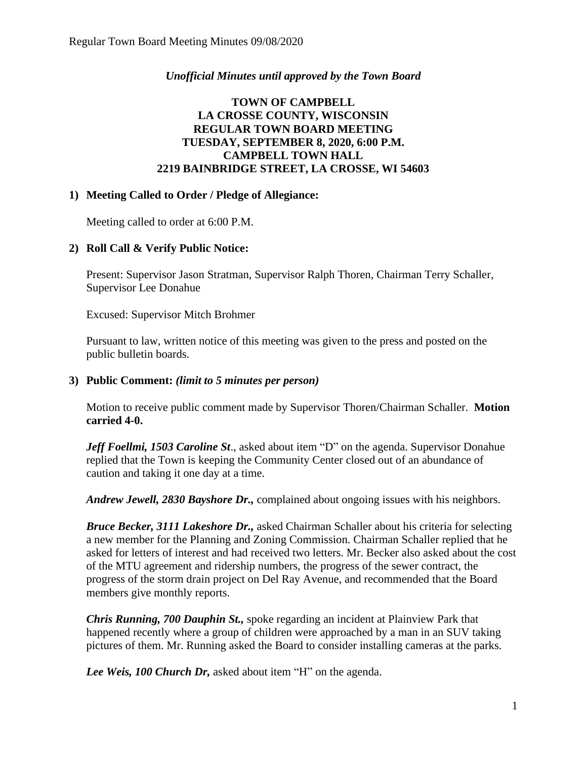*Unofficial Minutes until approved by the Town Board*

**TOWN OF CAMPBELL**
**LA CROSSE COUNTY, WISCONSIN**
**REGULAR TOWN BOARD MEETING**
**TUESDAY, SEPTEMBER 8, 2020, 6:00 P.M.**
**CAMPBELL TOWN HALL**
**2219 BAINBRIDGE STREET, LA CROSSE, WI 54603**

## 1) Meeting Called to Order / Pledge of Allegiance:

Meeting called to order at 6:00 P.M.

## 2) Roll Call & Verify Public Notice:

Present: Supervisor Jason Stratman, Supervisor Ralph Thoren, Chairman Terry Schaller, Supervisor Lee Donahue

Excused: Supervisor Mitch Brohmer

Pursuant to law, written notice of this meeting was given to the press and posted on the public bulletin boards.

## 3) Public Comment: *(limit to 5 minutes per person)*

Motion to receive public comment made by Supervisor Thoren/Chairman Schaller. **Motion carried 4-0.**

***Jeff Foellmi, 1503 Caroline St***., asked about item "D" on the agenda. Supervisor Donahue replied that the Town is keeping the Community Center closed out of an abundance of caution and taking it one day at a time.

***Andrew Jewell, 2830 Bayshore Dr.,*** complained about ongoing issues with his neighbors.

***Bruce Becker, 3111 Lakeshore Dr.,*** asked Chairman Schaller about his criteria for selecting a new member for the Planning and Zoning Commission. Chairman Schaller replied that he asked for letters of interest and had received two letters. Mr. Becker also asked about the cost of the MTU agreement and ridership numbers, the progress of the sewer contract, the progress of the storm drain project on Del Ray Avenue, and recommended that the Board members give monthly reports.

***Chris Running, 700 Dauphin St.,*** spoke regarding an incident at Plainview Park that happened recently where a group of children were approached by a man in an SUV taking pictures of them. Mr. Running asked the Board to consider installing cameras at the parks.

***Lee Weis, 100 Church Dr,*** asked about item "H" on the agenda.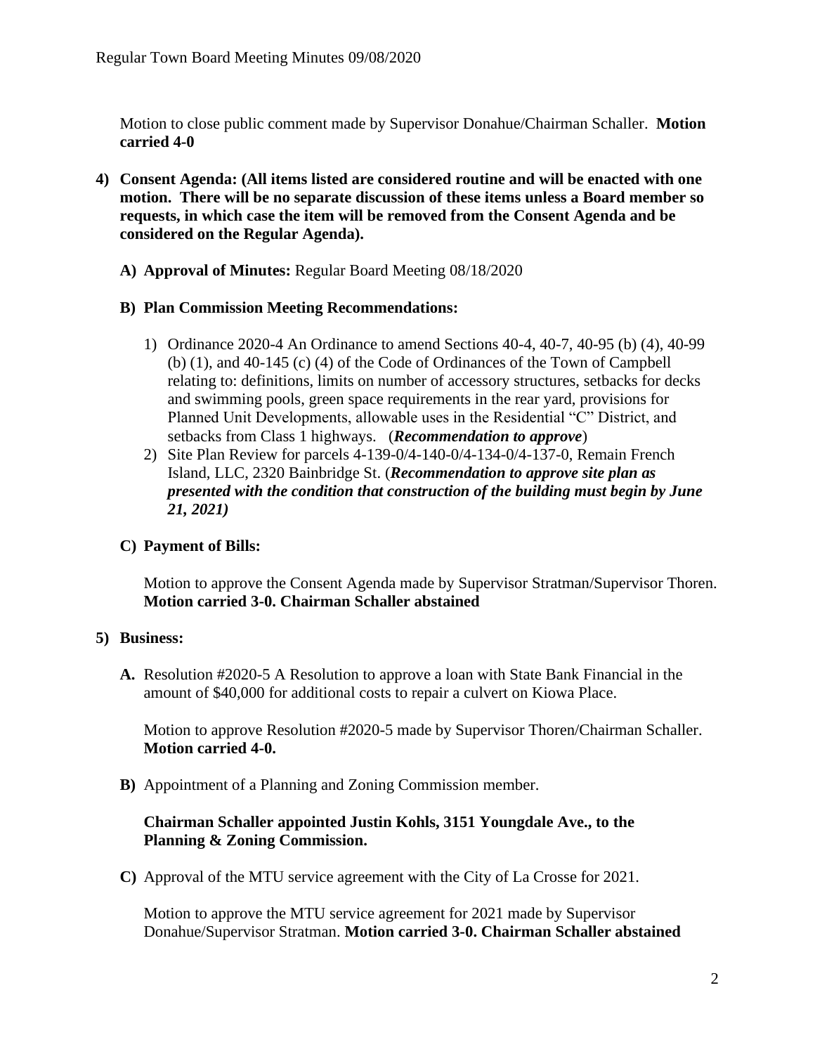Motion to close public comment made by Supervisor Donahue/Chairman Schaller. **Motion carried 4-0**

4) **Consent Agenda: (All items listed are considered routine and will be enacted with one motion. There will be no separate discussion of these items unless a Board member so requests, in which case the item will be removed from the Consent Agenda and be considered on the Regular Agenda).**

   A) **Approval of Minutes:** Regular Board Meeting 08/18/2020

   B) **Plan Commission Meeting Recommendations:**

      1) Ordinance 2020-4 An Ordinance to amend Sections 40-4, 40-7, 40-95 (b) (4), 40-99 (b) (1), and 40-145 (c) (4) of the Code of Ordinances of the Town of Campbell relating to: definitions, limits on number of accessory structures, setbacks for decks and swimming pools, green space requirements in the rear yard, provisions for Planned Unit Developments, allowable uses in the Residential "C" District, and setbacks from Class 1 highways. (***Recommendation to approve***)
      2) Site Plan Review for parcels 4-139-0/4-140-0/4-134-0/4-137-0, Remain French Island, LLC, 2320 Bainbridge St. (***Recommendation to approve site plan as presented with the condition that construction of the building must begin by June 21, 2021)***

   C) **Payment of Bills:**

      Motion to approve the Consent Agenda made by Supervisor Stratman/Supervisor Thoren. **Motion carried 3-0. Chairman Schaller abstained**

5) **Business:**

   **A.** Resolution #2020-5 A Resolution to approve a loan with State Bank Financial in the amount of $40,000 for additional costs to repair a culvert on Kiowa Place.

      Motion to approve Resolution #2020-5 made by Supervisor Thoren/Chairman Schaller. **Motion carried 4-0.**

   **B)** Appointment of a Planning and Zoning Commission member.

      **Chairman Schaller appointed Justin Kohls, 3151 Youngdale Ave., to the Planning & Zoning Commission.**

   **C)** Approval of the MTU service agreement with the City of La Crosse for 2021.

      Motion to approve the MTU service agreement for 2021 made by Supervisor Donahue/Supervisor Stratman. **Motion carried 3-0. Chairman Schaller abstained**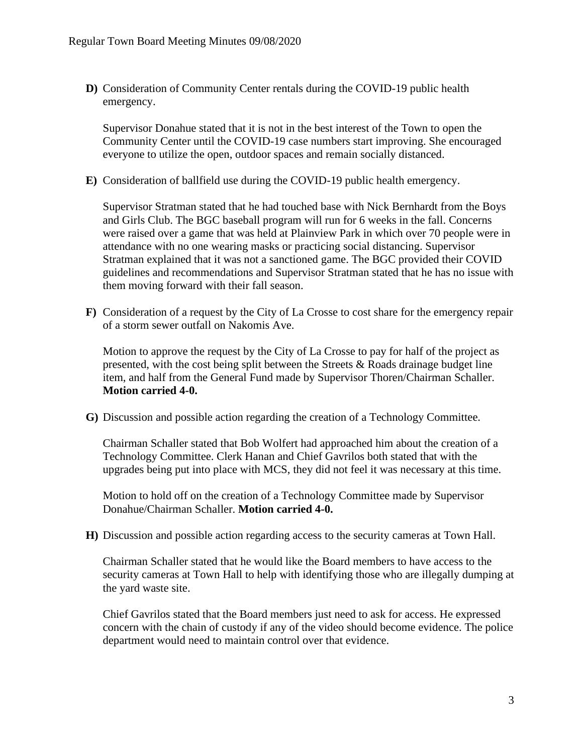**D)** Consideration of Community Center rentals during the COVID-19 public health emergency.

Supervisor Donahue stated that it is not in the best interest of the Town to open the Community Center until the COVID-19 case numbers start improving. She encouraged everyone to utilize the open, outdoor spaces and remain socially distanced.

**E)** Consideration of ballfield use during the COVID-19 public health emergency.

Supervisor Stratman stated that he had touched base with Nick Bernhardt from the Boys and Girls Club. The BGC baseball program will run for 6 weeks in the fall. Concerns were raised over a game that was held at Plainview Park in which over 70 people were in attendance with no one wearing masks or practicing social distancing. Supervisor Stratman explained that it was not a sanctioned game. The BGC provided their COVID guidelines and recommendations and Supervisor Stratman stated that he has no issue with them moving forward with their fall season.

**F)** Consideration of a request by the City of La Crosse to cost share for the emergency repair of a storm sewer outfall on Nakomis Ave.

Motion to approve the request by the City of La Crosse to pay for half of the project as presented, with the cost being split between the Streets & Roads drainage budget line item, and half from the General Fund made by Supervisor Thoren/Chairman Schaller. **Motion carried 4-0.**

**G)** Discussion and possible action regarding the creation of a Technology Committee.

Chairman Schaller stated that Bob Wolfert had approached him about the creation of a Technology Committee. Clerk Hanan and Chief Gavrilos both stated that with the upgrades being put into place with MCS, they did not feel it was necessary at this time.

Motion to hold off on the creation of a Technology Committee made by Supervisor Donahue/Chairman Schaller. **Motion carried 4-0.**

**H)** Discussion and possible action regarding access to the security cameras at Town Hall.

Chairman Schaller stated that he would like the Board members to have access to the security cameras at Town Hall to help with identifying those who are illegally dumping at the yard waste site.

Chief Gavrilos stated that the Board members just need to ask for access. He expressed concern with the chain of custody if any of the video should become evidence. The police department would need to maintain control over that evidence.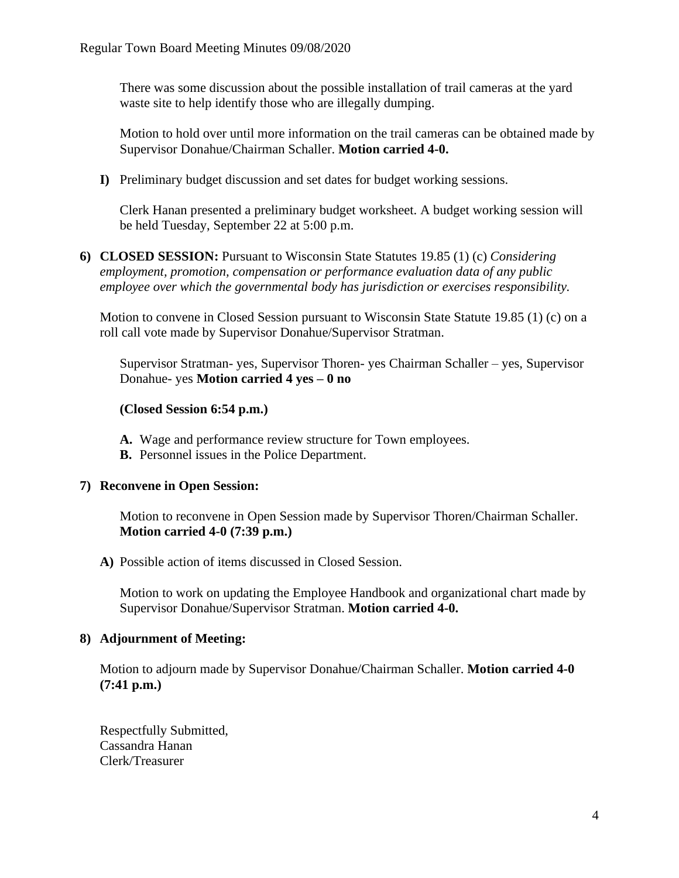There was some discussion about the possible installation of trail cameras at the yard waste site to help identify those who are illegally dumping.

Motion to hold over until more information on the trail cameras can be obtained made by Supervisor Donahue/Chairman Schaller. **Motion carried 4-0.**

**I)** Preliminary budget discussion and set dates for budget working sessions.

Clerk Hanan presented a preliminary budget worksheet. A budget working session will be held Tuesday, September 22 at 5:00 p.m.

**6) CLOSED SESSION:** Pursuant to Wisconsin State Statutes 19.85 (1) (c) *Considering employment, promotion, compensation or performance evaluation data of any public employee over which the governmental body has jurisdiction or exercises responsibility.*

Motion to convene in Closed Session pursuant to Wisconsin State Statute 19.85 (1) (c) on a roll call vote made by Supervisor Donahue/Supervisor Stratman.

Supervisor Stratman- yes, Supervisor Thoren- yes Chairman Schaller – yes, Supervisor Donahue- yes **Motion carried 4 yes – 0 no**

**(Closed Session 6:54 p.m.)**

**A.** Wage and performance review structure for Town employees.
**B.** Personnel issues in the Police Department.

**7) Reconvene in Open Session:**

Motion to reconvene in Open Session made by Supervisor Thoren/Chairman Schaller. **Motion carried 4-0 (7:39 p.m.)**

**A)** Possible action of items discussed in Closed Session.

Motion to work on updating the Employee Handbook and organizational chart made by Supervisor Donahue/Supervisor Stratman. **Motion carried 4-0.**

**8) Adjournment of Meeting:**

Motion to adjourn made by Supervisor Donahue/Chairman Schaller. **Motion carried 4-0 (7:41 p.m.)**

Respectfully Submitted,
Cassandra Hanan
Clerk/Treasurer